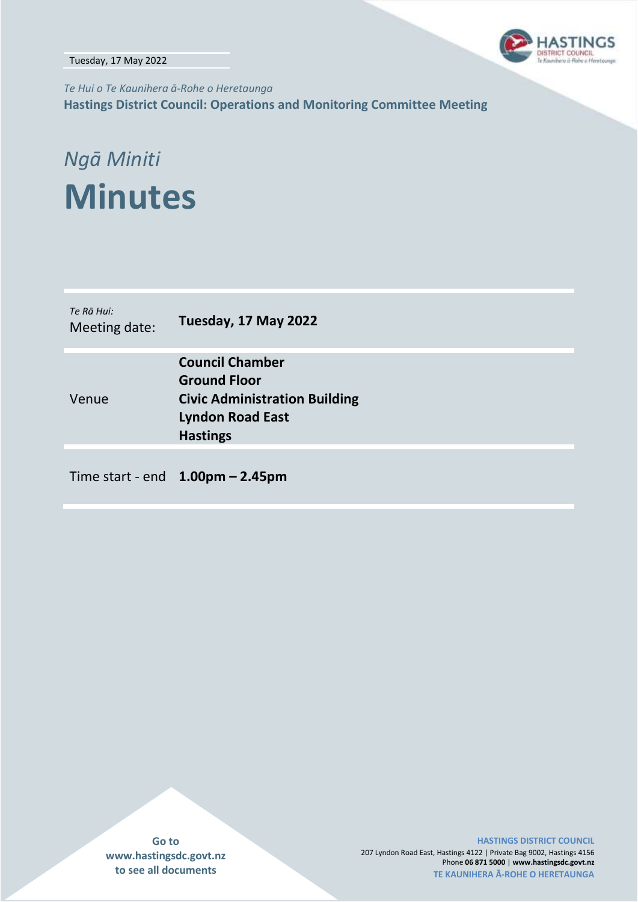Tuesday, 17 May 2022

*Te Hui o Te Kaunihera ā-Rohe o Heretaunga*

**Hastings District Council: Operations and Monitoring Committee Meeting**

*Ngā Miniti*

# Minutes

| *Te Rā Hui:* Meeting date: | **Tuesday, 17 May 2022** |
|---|---|
| Venue | **Council Chamber Ground Floor Civic Administration Building Lyndon Road East Hastings** |
| Time start - end | **1.00pm – 2.45pm** |

**Go to www.hastingsdc.govt.nz to see all documents**

**HASTINGS DISTRICT COUNCIL**
207 Lyndon Road East, Hastings 4122 | Private Bag 9002, Hastings 4156
Phone **06 871 5000** | **www.hastingsdc.govt.nz**
**TE KAUNIHERA Ā-ROHE O HERETAUNGA**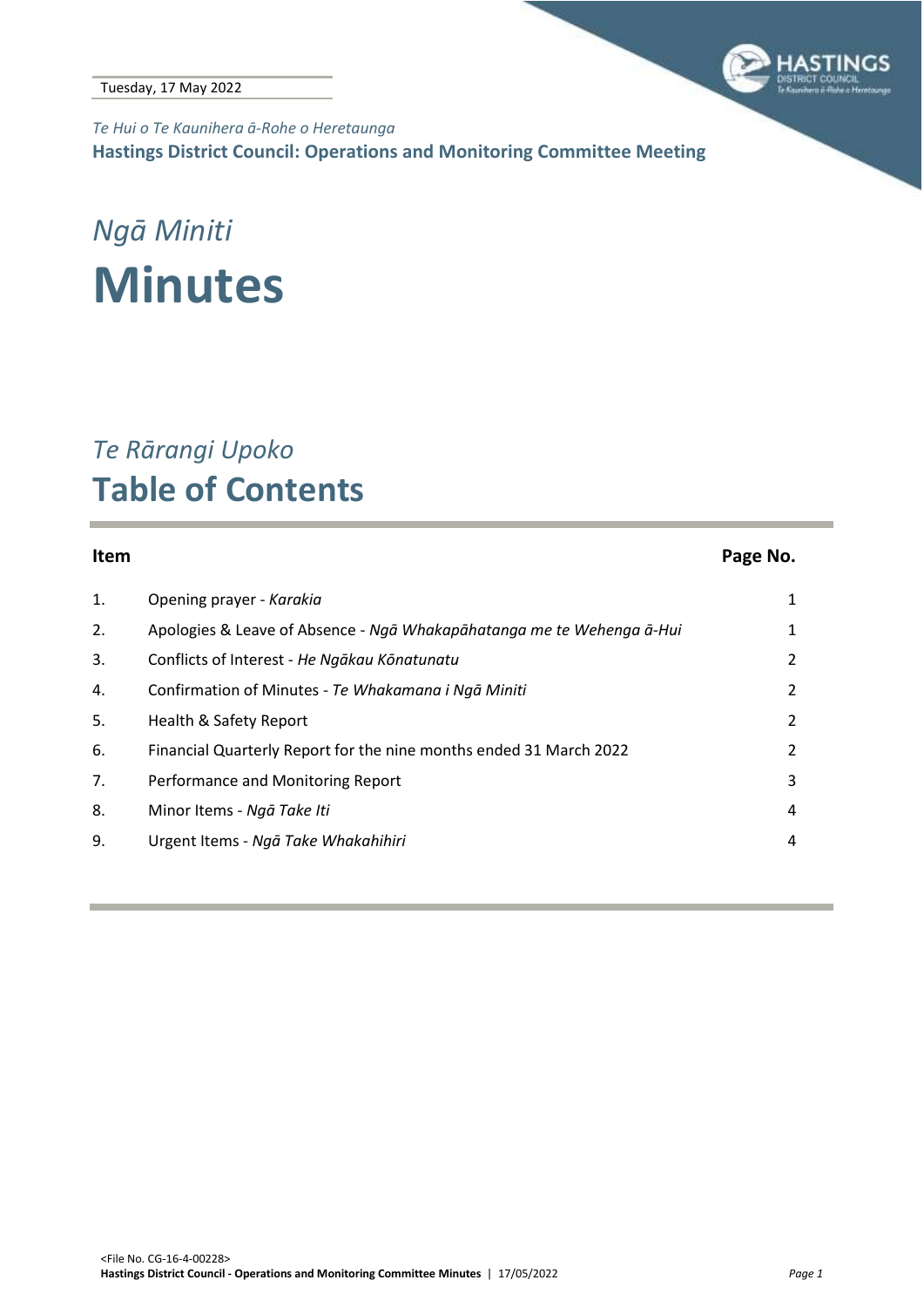Tuesday, 17 May 2022

*Te Hui o Te Kaunihera ā-Rohe o Heretaunga*

**Hastings District Council: Operations and Monitoring Committee Meeting**

# *Ngā Miniti*

# Minutes

## *Te Rārangi Upoko*

## Table of Contents

| Item | | Page No. |
|---|---|---|
| 1. | Opening prayer - *Karakia* | 1 |
| 2. | Apologies & Leave of Absence - *Ngā Whakapāhatanga me te Wehenga ā-Hui* | 1 |
| 3. | Conflicts of Interest - *He Ngākau Kōnatunatu* | 2 |
| 4. | Confirmation of Minutes - *Te Whakamana i Ngā Miniti* | 2 |
| 5. | Health & Safety Report | 2 |
| 6. | Financial Quarterly Report for the nine months ended 31 March 2022 | 2 |
| 7. | Performance and Monitoring Report | 3 |
| 8. | Minor Items - *Ngā Take Iti* | 4 |
| 9. | Urgent Items - *Ngā Take Whakahihiri* | 4 |

<File No. CG-16-4-00228>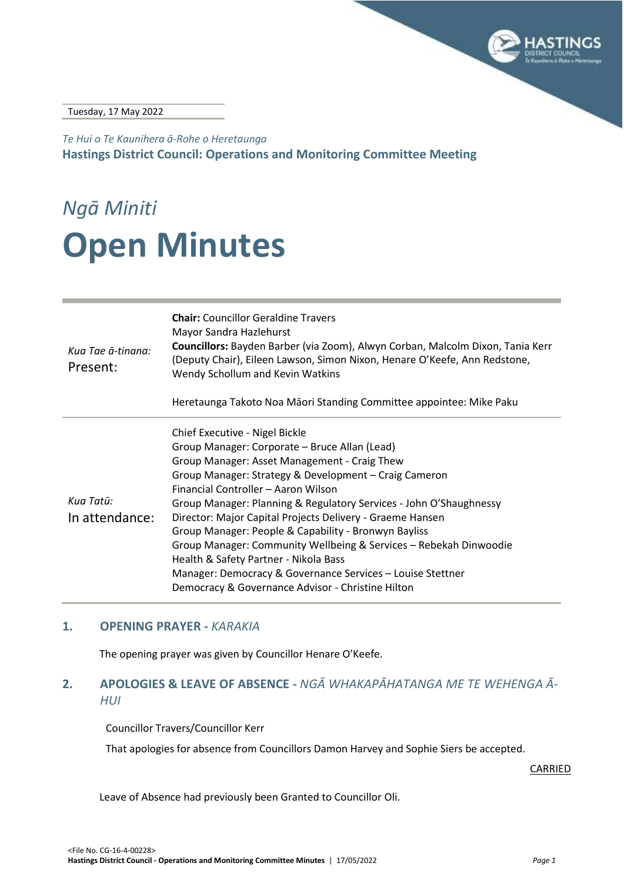Tuesday, 17 May 2022

*Te Hui o Te Kaunihera ā-Rohe o Heretaunga*

**Hastings District Council: Operations and Monitoring Committee Meeting**

# *Ngā Miniti*

# Open Minutes

| | |
|---|---|
| *Kua Tae ā-tinana:* Present: | **Chair:** Councillor Geraldine Travers<br>Mayor Sandra Hazlehurst<br>**Councillors:** Bayden Barber (via Zoom), Alwyn Corban, Malcolm Dixon, Tania Kerr (Deputy Chair), Eileen Lawson, Simon Nixon, Henare O'Keefe, Ann Redstone, Wendy Schollum and Kevin Watkins<br><br>Heretaunga Takoto Noa Māori Standing Committee appointee: Mike Paku |
| *Kua Tatū:* In attendance: | Chief Executive - Nigel Bickle<br>Group Manager: Corporate – Bruce Allan (Lead)<br>Group Manager: Asset Management - Craig Thew<br>Group Manager: Strategy & Development – Craig Cameron<br>Financial Controller – Aaron Wilson<br>Group Manager: Planning & Regulatory Services - John O'Shaughnessy<br>Director: Major Capital Projects Delivery - Graeme Hansen<br>Group Manager: People & Capability - Bronwyn Bayliss<br>Group Manager: Community Wellbeing & Services – Rebekah Dinwoodie<br>Health & Safety Partner - Nikola Bass<br>Manager: Democracy & Governance Services – Louise Stettner<br>Democracy & Governance Advisor - Christine Hilton |

## 1. OPENING PRAYER - *KARAKIA*

The opening prayer was given by Councillor Henare O'Keefe.

## 2. APOLOGIES & LEAVE OF ABSENCE - *NGĀ WHAKAPĀHATANGA ME TE WEHENGA Ā-HUI*

Councillor Travers/Councillor Kerr

That apologies for absence from Councillors Damon Harvey and Sophie Siers be accepted.

CARRIED

Leave of Absence had previously been Granted to Councillor Oli.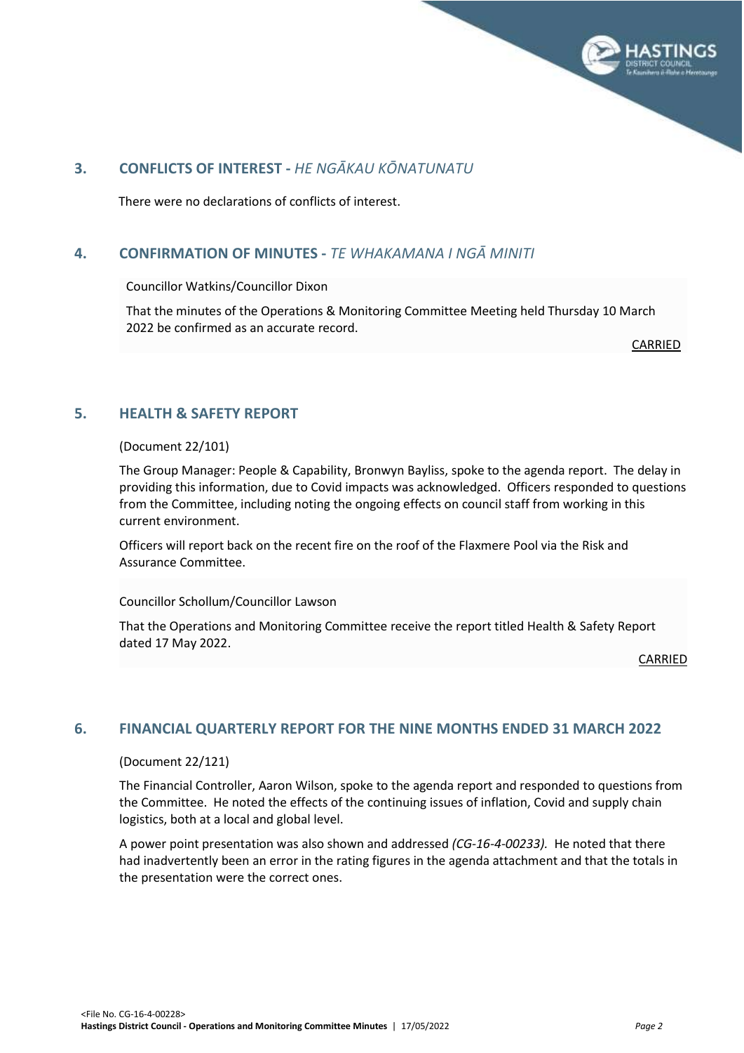## 3. CONFLICTS OF INTEREST - *HE NGĀKAU KŌNATUNATU*

There were no declarations of conflicts of interest.

## 4. CONFIRMATION OF MINUTES - *TE WHAKAMANA I NGĀ MINITI*

Councillor Watkins/Councillor Dixon

That the minutes of the Operations & Monitoring Committee Meeting held Thursday 10 March 2022 be confirmed as an accurate record.

CARRIED

## 5. HEALTH & SAFETY REPORT

(Document 22/101)

The Group Manager: People & Capability, Bronwyn Bayliss, spoke to the agenda report. The delay in providing this information, due to Covid impacts was acknowledged. Officers responded to questions from the Committee, including noting the ongoing effects on council staff from working in this current environment.

Officers will report back on the recent fire on the roof of the Flaxmere Pool via the Risk and Assurance Committee.

Councillor Schollum/Councillor Lawson

That the Operations and Monitoring Committee receive the report titled Health & Safety Report dated 17 May 2022.

CARRIED

## 6. FINANCIAL QUARTERLY REPORT FOR THE NINE MONTHS ENDED 31 MARCH 2022

(Document 22/121)

The Financial Controller, Aaron Wilson, spoke to the agenda report and responded to questions from the Committee. He noted the effects of the continuing issues of inflation, Covid and supply chain logistics, both at a local and global level.

A power point presentation was also shown and addressed *(CG-16-4-00233).* He noted that there had inadvertently been an error in the rating figures in the agenda attachment and that the totals in the presentation were the correct ones.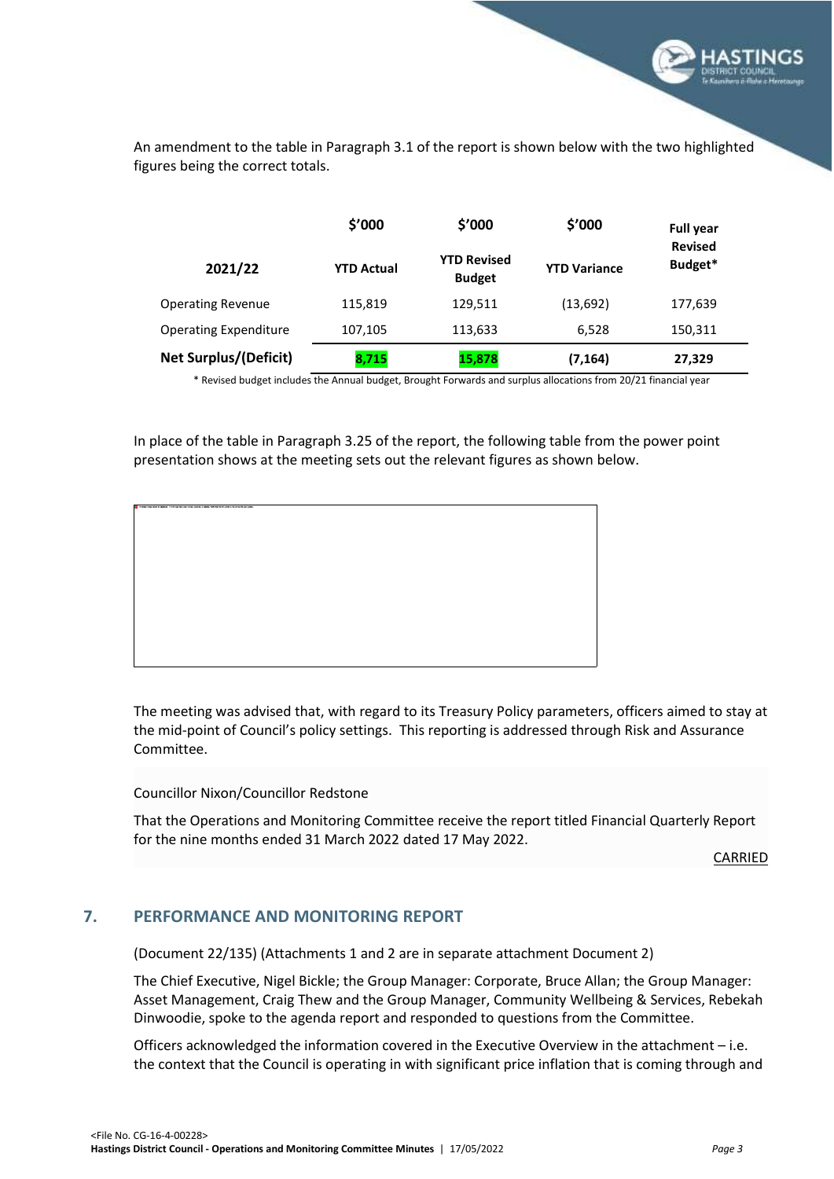An amendment to the table in Paragraph 3.1 of the report is shown below with the two highlighted figures being the correct totals.

| 2021/22 | $'000<br>YTD Actual | $'000<br>YTD Revised Budget | $'000<br>YTD Variance | Full year Revised Budget* |
|---|---|---|---|---|
| Operating Revenue | 115,819 | 129,511 | (13,692) | 177,639 |
| Operating Expenditure | 107,105 | 113,633 | 6,528 | 150,311 |
| **Net Surplus/(Deficit)** | **8,715** | **15,878** | **(7,164)** | **27,329** |

\* Revised budget includes the Annual budget, Brought Forwards and surplus allocations from 20/21 financial year

In place of the table in Paragraph 3.25 of the report, the following table from the power point presentation shows at the meeting sets out the relevant figures as shown below.

The meeting was advised that, with regard to its Treasury Policy parameters, officers aimed to stay at the mid-point of Council's policy settings. This reporting is addressed through Risk and Assurance Committee.

Councillor Nixon/Councillor Redstone

That the Operations and Monitoring Committee receive the report titled Financial Quarterly Report for the nine months ended 31 March 2022 dated 17 May 2022.

CARRIED

## 7. PERFORMANCE AND MONITORING REPORT

(Document 22/135) (Attachments 1 and 2 are in separate attachment Document 2)

The Chief Executive, Nigel Bickle; the Group Manager: Corporate, Bruce Allan; the Group Manager: Asset Management, Craig Thew and the Group Manager, Community Wellbeing & Services, Rebekah Dinwoodie, spoke to the agenda report and responded to questions from the Committee.

Officers acknowledged the information covered in the Executive Overview in the attachment – i.e. the context that the Council is operating in with significant price inflation that is coming through and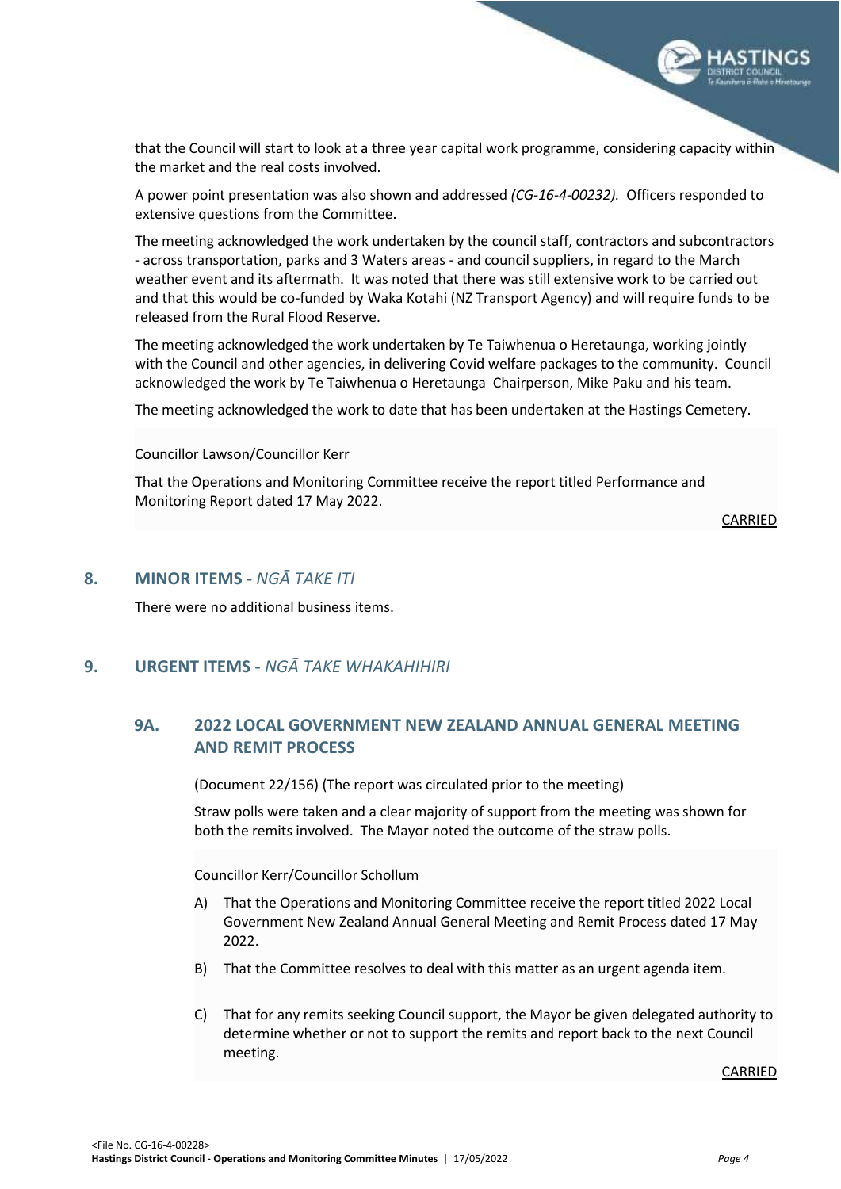that the Council will start to look at a three year capital work programme, considering capacity within the market and the real costs involved.

A power point presentation was also shown and addressed *(CG-16-4-00232).* Officers responded to extensive questions from the Committee.

The meeting acknowledged the work undertaken by the council staff, contractors and subcontractors - across transportation, parks and 3 Waters areas - and council suppliers, in regard to the March weather event and its aftermath. It was noted that there was still extensive work to be carried out and that this would be co-funded by Waka Kotahi (NZ Transport Agency) and will require funds to be released from the Rural Flood Reserve.

The meeting acknowledged the work undertaken by Te Taiwhenua o Heretaunga, working jointly with the Council and other agencies, in delivering Covid welfare packages to the community. Council acknowledged the work by Te Taiwhenua o Heretaunga Chairperson, Mike Paku and his team.

The meeting acknowledged the work to date that has been undertaken at the Hastings Cemetery.

Councillor Lawson/Councillor Kerr

That the Operations and Monitoring Committee receive the report titled Performance and Monitoring Report dated 17 May 2022.

CARRIED

## 8. MINOR ITEMS - *NGĀ TAKE ITI*

There were no additional business items.

## 9. URGENT ITEMS - *NGĀ TAKE WHAKAHIHIRI*

### 9A. 2022 LOCAL GOVERNMENT NEW ZEALAND ANNUAL GENERAL MEETING AND REMIT PROCESS

(Document 22/156) (The report was circulated prior to the meeting)

Straw polls were taken and a clear majority of support from the meeting was shown for both the remits involved. The Mayor noted the outcome of the straw polls.

Councillor Kerr/Councillor Schollum

A) That the Operations and Monitoring Committee receive the report titled 2022 Local Government New Zealand Annual General Meeting and Remit Process dated 17 May 2022.

B) That the Committee resolves to deal with this matter as an urgent agenda item.

C) That for any remits seeking Council support, the Mayor be given delegated authority to determine whether or not to support the remits and report back to the next Council meeting.

CARRIED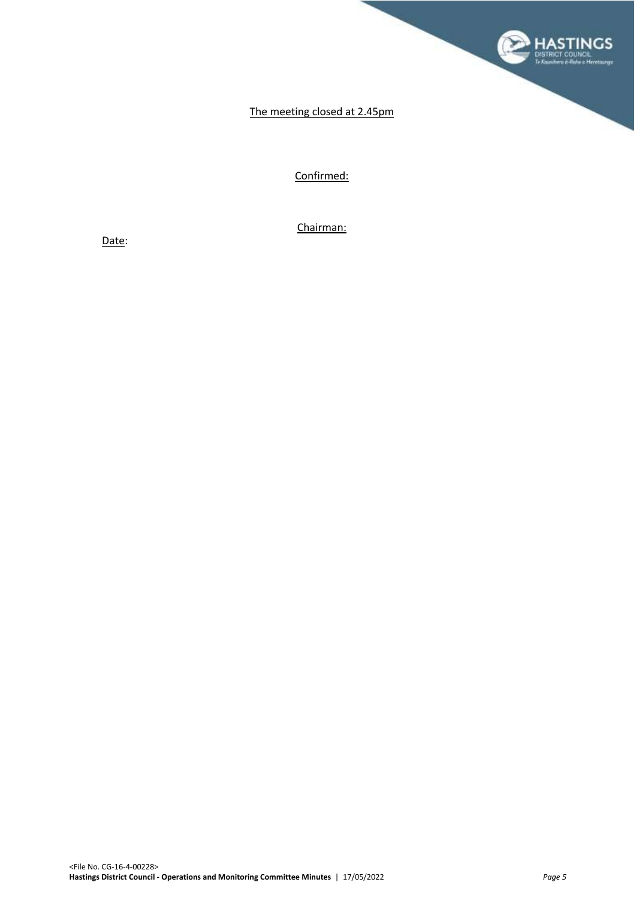The meeting closed at 2.45pm

Confirmed:

Chairman:

Date: